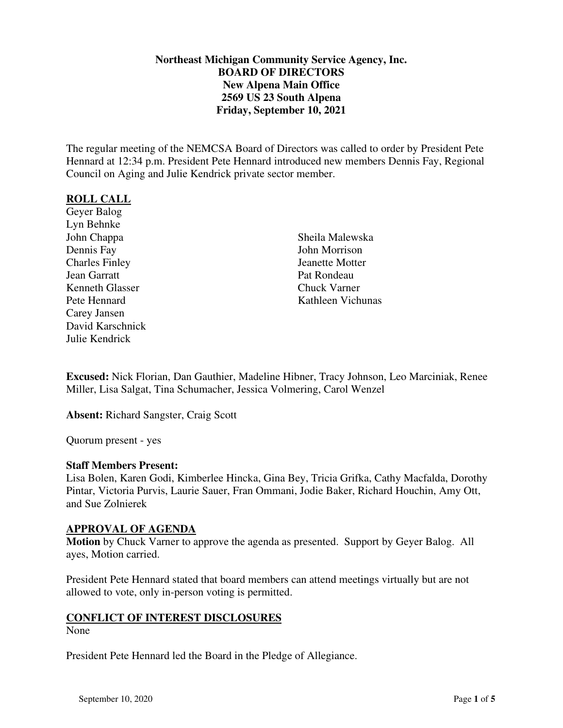**Northeast Michigan Community Service Agency, Inc.**
**BOARD OF DIRECTORS**
**New Alpena Main Office**
**2569 US 23 South Alpena**
**Friday, September 10, 2021**

The regular meeting of the NEMCSA Board of Directors was called to order by President Pete Hennard at 12:34 p.m. President Pete Hennard introduced new members Dennis Fay, Regional Council on Aging and Julie Kendrick private sector member.

## ROLL CALL

Geyer Balog
Lyn Behnke
John Chappa
Dennis Fay
Charles Finley
Jean Garratt
Kenneth Glasser
Pete Hennard
Carey Jansen
David Karschnick
Julie Kendrick
Sheila Malewska
John Morrison
Jeanette Motter
Pat Rondeau
Chuck Varner
Kathleen Vichunas

**Excused:** Nick Florian, Dan Gauthier, Madeline Hibner, Tracy Johnson, Leo Marciniak, Renee Miller, Lisa Salgat, Tina Schumacher, Jessica Volmering, Carol Wenzel

**Absent:** Richard Sangster, Craig Scott

Quorum present - yes

**Staff Members Present:**
Lisa Bolen, Karen Godi, Kimberlee Hincka, Gina Bey, Tricia Grifka, Cathy Macfalda, Dorothy Pintar, Victoria Purvis, Laurie Sauer, Fran Ommani, Jodie Baker, Richard Houchin, Amy Ott, and Sue Zolnierek

## APPROVAL OF AGENDA

**Motion** by Chuck Varner to approve the agenda as presented. Support by Geyer Balog. All ayes, Motion carried.

President Pete Hennard stated that board members can attend meetings virtually but are not allowed to vote, only in-person voting is permitted.

## CONFLICT OF INTEREST DISCLOSURES

None

President Pete Hennard led the Board in the Pledge of Allegiance.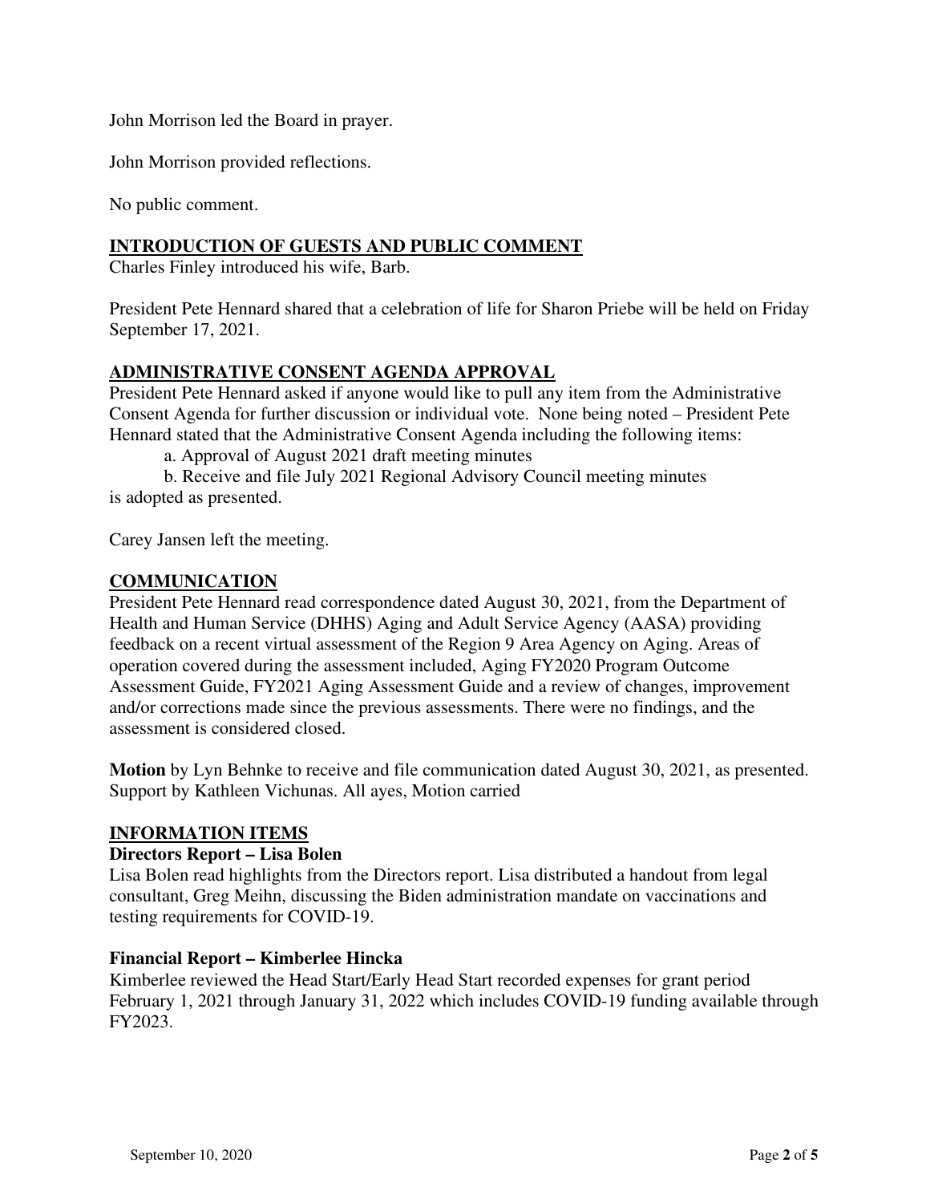John Morrison led the Board in prayer.

John Morrison provided reflections.

No public comment.

## INTRODUCTION OF GUESTS AND PUBLIC COMMENT

Charles Finley introduced his wife, Barb.

President Pete Hennard shared that a celebration of life for Sharon Priebe will be held on Friday September 17, 2021.

## ADMINISTRATIVE CONSENT AGENDA APPROVAL

President Pete Hennard asked if anyone would like to pull any item from the Administrative Consent Agenda for further discussion or individual vote. None being noted – President Pete Hennard stated that the Administrative Consent Agenda including the following items:

a. Approval of August 2021 draft meeting minutes

b. Receive and file July 2021 Regional Advisory Council meeting minutes

is adopted as presented.

Carey Jansen left the meeting.

## COMMUNICATION

President Pete Hennard read correspondence dated August 30, 2021, from the Department of Health and Human Service (DHHS) Aging and Adult Service Agency (AASA) providing feedback on a recent virtual assessment of the Region 9 Area Agency on Aging. Areas of operation covered during the assessment included, Aging FY2020 Program Outcome Assessment Guide, FY2021 Aging Assessment Guide and a review of changes, improvement and/or corrections made since the previous assessments. There were no findings, and the assessment is considered closed.

**Motion** by Lyn Behnke to receive and file communication dated August 30, 2021, as presented. Support by Kathleen Vichunas. All ayes, Motion carried

## INFORMATION ITEMS

### Directors Report – Lisa Bolen

Lisa Bolen read highlights from the Directors report. Lisa distributed a handout from legal consultant, Greg Meihn, discussing the Biden administration mandate on vaccinations and testing requirements for COVID-19.

### Financial Report – Kimberlee Hincka

Kimberlee reviewed the Head Start/Early Head Start recorded expenses for grant period February 1, 2021 through January 31, 2022 which includes COVID-19 funding available through FY2023.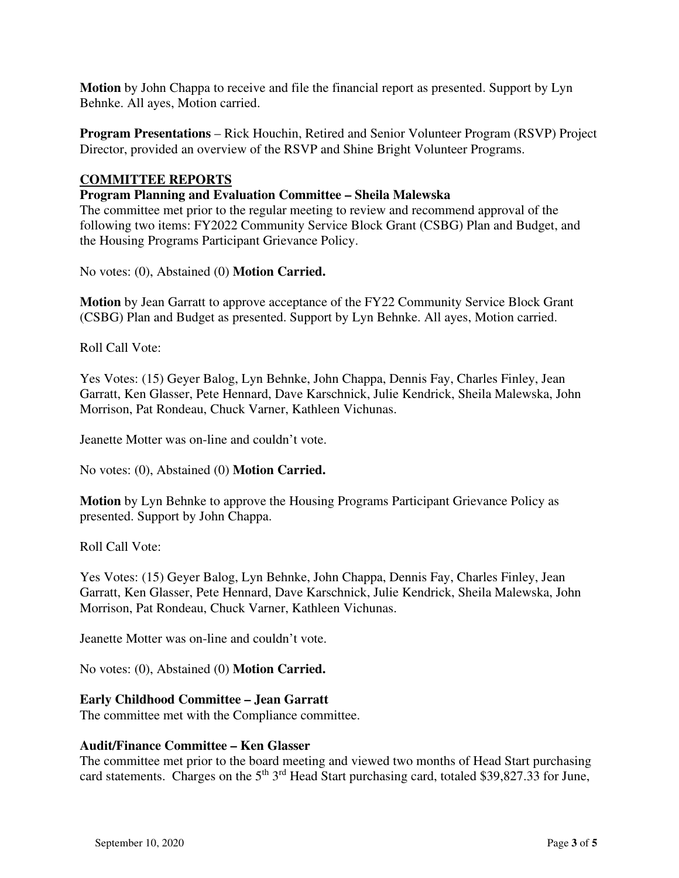**Motion** by John Chappa to receive and file the financial report as presented. Support by Lyn Behnke. All ayes, Motion carried.

**Program Presentations** – Rick Houchin, Retired and Senior Volunteer Program (RSVP) Project Director, provided an overview of the RSVP and Shine Bright Volunteer Programs.

## COMMITTEE REPORTS

**Program Planning and Evaluation Committee – Sheila Malewska**

The committee met prior to the regular meeting to review and recommend approval of the following two items: FY2022 Community Service Block Grant (CSBG) Plan and Budget, and the Housing Programs Participant Grievance Policy.

No votes: (0), Abstained (0) **Motion Carried.**

**Motion** by Jean Garratt to approve acceptance of the FY22 Community Service Block Grant (CSBG) Plan and Budget as presented. Support by Lyn Behnke. All ayes, Motion carried.

Roll Call Vote:

Yes Votes: (15) Geyer Balog, Lyn Behnke, John Chappa, Dennis Fay, Charles Finley, Jean Garratt, Ken Glasser, Pete Hennard, Dave Karschnick, Julie Kendrick, Sheila Malewska, John Morrison, Pat Rondeau, Chuck Varner, Kathleen Vichunas.

Jeanette Motter was on-line and couldn't vote.

No votes: (0), Abstained (0) **Motion Carried.**

**Motion** by Lyn Behnke to approve the Housing Programs Participant Grievance Policy as presented. Support by John Chappa.

Roll Call Vote:

Yes Votes: (15) Geyer Balog, Lyn Behnke, John Chappa, Dennis Fay, Charles Finley, Jean Garratt, Ken Glasser, Pete Hennard, Dave Karschnick, Julie Kendrick, Sheila Malewska, John Morrison, Pat Rondeau, Chuck Varner, Kathleen Vichunas.

Jeanette Motter was on-line and couldn't vote.

No votes: (0), Abstained (0) **Motion Carried.**

**Early Childhood Committee – Jean Garratt**

The committee met with the Compliance committee.

**Audit/Finance Committee – Ken Glasser**

The committee met prior to the board meeting and viewed two months of Head Start purchasing card statements. Charges on the 5th 3rd Head Start purchasing card, totaled $39,827.33 for June,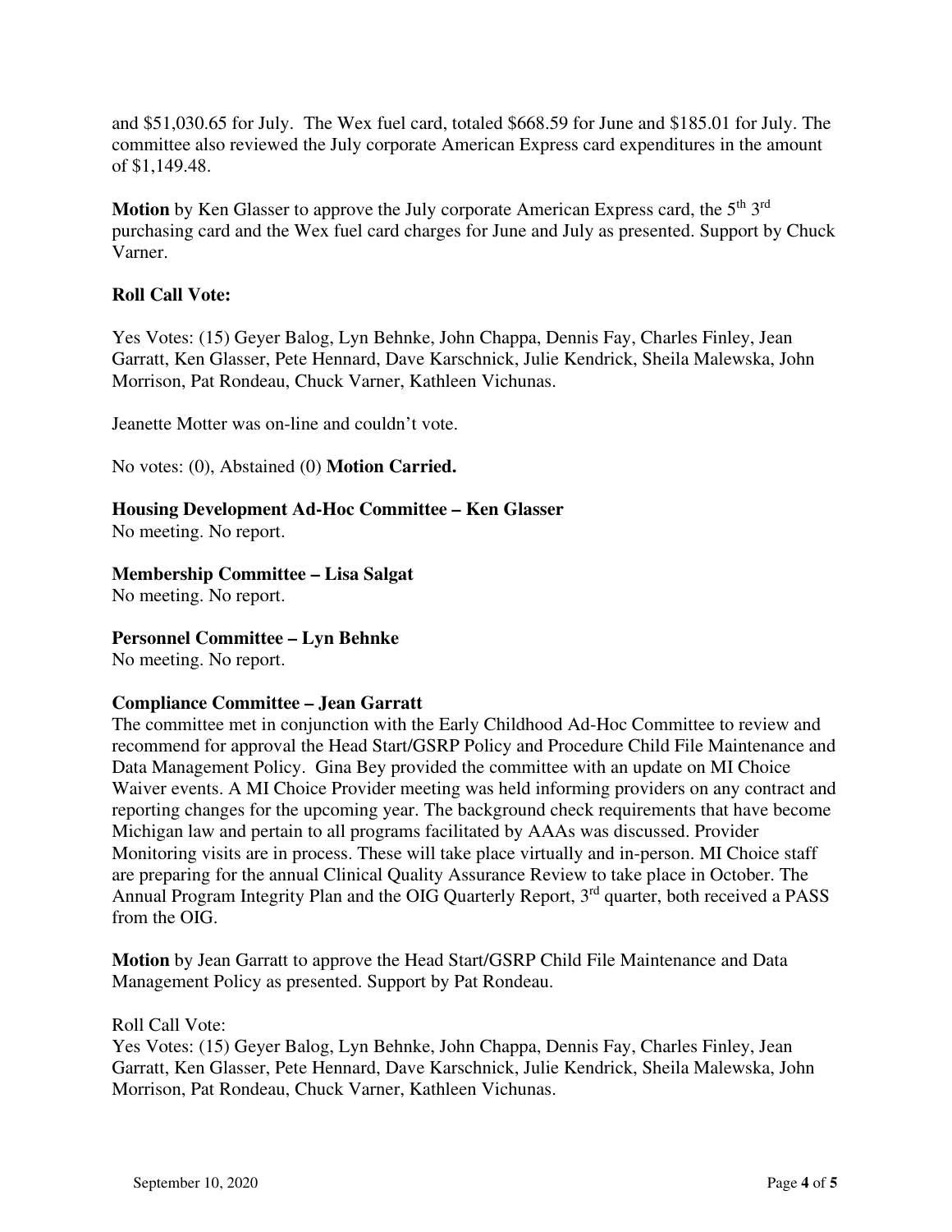and $51,030.65 for July. The Wex fuel card, totaled $668.59 for June and $185.01 for July. The committee also reviewed the July corporate American Express card expenditures in the amount of $1,149.48.

**Motion** by Ken Glasser to approve the July corporate American Express card, the 5th 3rd purchasing card and the Wex fuel card charges for June and July as presented. Support by Chuck Varner.

**Roll Call Vote:**

Yes Votes: (15) Geyer Balog, Lyn Behnke, John Chappa, Dennis Fay, Charles Finley, Jean Garratt, Ken Glasser, Pete Hennard, Dave Karschnick, Julie Kendrick, Sheila Malewska, John Morrison, Pat Rondeau, Chuck Varner, Kathleen Vichunas.

Jeanette Motter was on-line and couldn't vote.

No votes: (0), Abstained (0) **Motion Carried.**

**Housing Development Ad-Hoc Committee – Ken Glasser**
No meeting. No report.

**Membership Committee – Lisa Salgat**
No meeting. No report.

**Personnel Committee – Lyn Behnke**
No meeting. No report.

**Compliance Committee – Jean Garratt**
The committee met in conjunction with the Early Childhood Ad-Hoc Committee to review and recommend for approval the Head Start/GSRP Policy and Procedure Child File Maintenance and Data Management Policy. Gina Bey provided the committee with an update on MI Choice Waiver events. A MI Choice Provider meeting was held informing providers on any contract and reporting changes for the upcoming year. The background check requirements that have become Michigan law and pertain to all programs facilitated by AAAs was discussed. Provider Monitoring visits are in process. These will take place virtually and in-person. MI Choice staff are preparing for the annual Clinical Quality Assurance Review to take place in October. The Annual Program Integrity Plan and the OIG Quarterly Report, 3rd quarter, both received a PASS from the OIG.

**Motion** by Jean Garratt to approve the Head Start/GSRP Child File Maintenance and Data Management Policy as presented. Support by Pat Rondeau.

Roll Call Vote:
Yes Votes: (15) Geyer Balog, Lyn Behnke, John Chappa, Dennis Fay, Charles Finley, Jean Garratt, Ken Glasser, Pete Hennard, Dave Karschnick, Julie Kendrick, Sheila Malewska, John Morrison, Pat Rondeau, Chuck Varner, Kathleen Vichunas.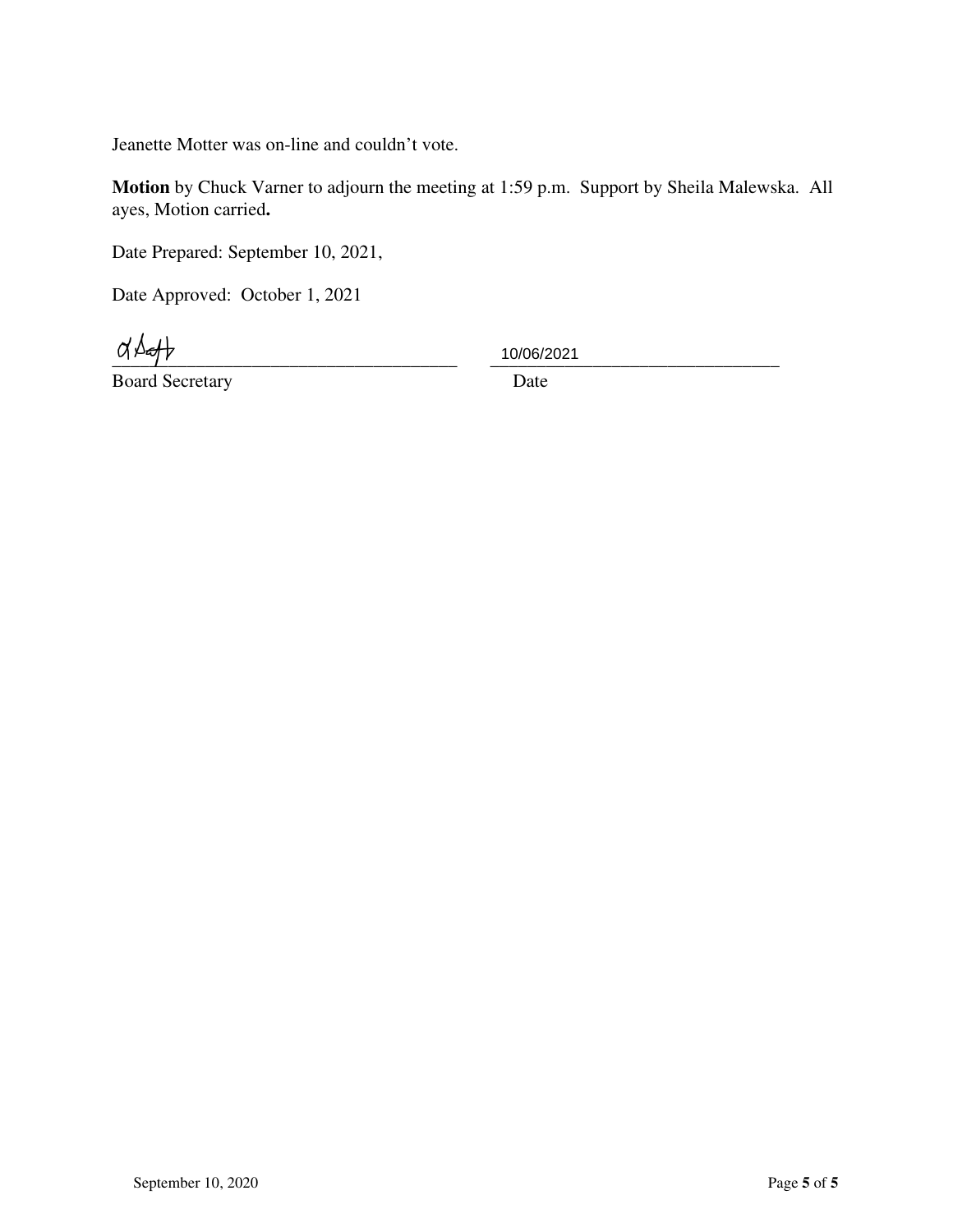Jeanette Motter was on-line and couldn't vote.

**Motion** by Chuck Varner to adjourn the meeting at 1:59 p.m. Support by Sheila Malewska. All ayes, Motion carried**.**

Date Prepared: September 10, 2021,

Date Approved: October 1, 2021

________________________________ 10/06/2021________________________

Board Secretary Date